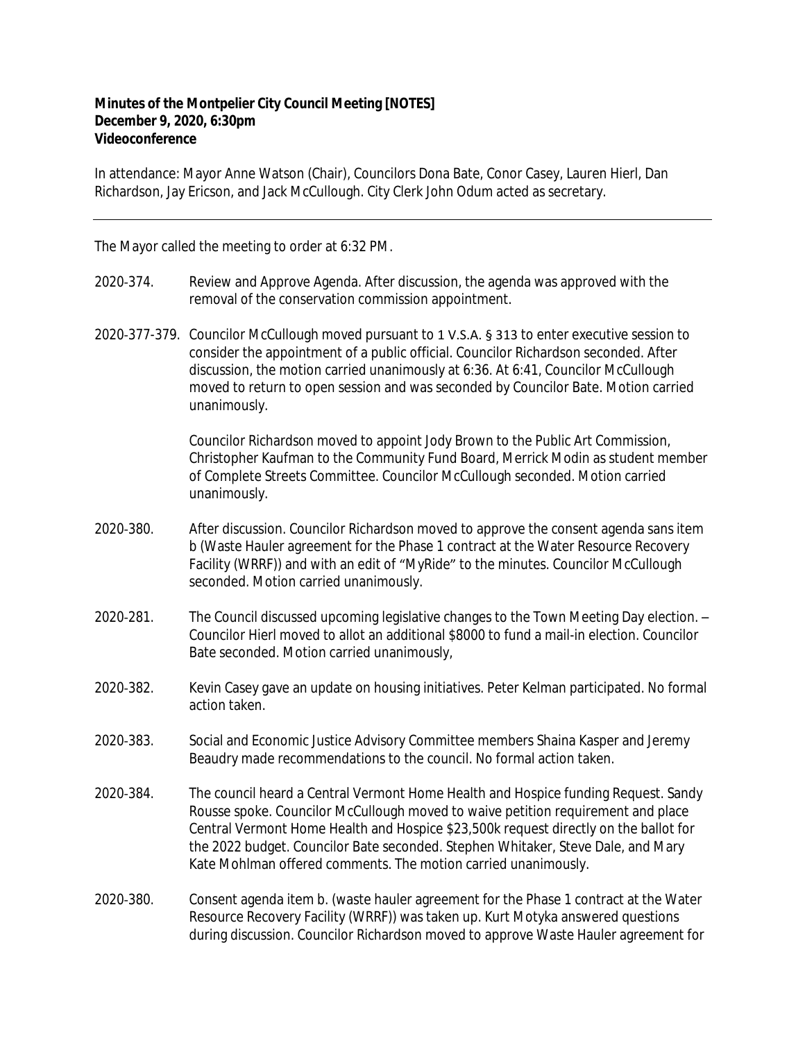**Minutes of the Montpelier City Council Meeting [NOTES]**
**December 9, 2020, 6:30pm**
**Videoconference**

In attendance: Mayor Anne Watson (Chair), Councilors Dona Bate, Conor Casey, Lauren Hierl, Dan Richardson, Jay Ericson, and Jack McCullough. City Clerk John Odum acted as secretary.

---

The Mayor called the meeting to order at 6:32 PM.

2020-374. Review and Approve Agenda. After discussion, the agenda was approved with the removal of the conservation commission appointment.

2020-377-379. Councilor McCullough moved pursuant to 1 V.S.A. § 313 to enter executive session to consider the appointment of a public official. Councilor Richardson seconded. After discussion, the motion carried unanimously at 6:36. At 6:41, Councilor McCullough moved to return to open session and was seconded by Councilor Bate. Motion carried unanimously.

Councilor Richardson moved to appoint Jody Brown to the Public Art Commission, Christopher Kaufman to the Community Fund Board, Merrick Modin as student member of Complete Streets Committee. Councilor McCullough seconded. Motion carried unanimously.

2020-380. After discussion. Councilor Richardson moved to approve the consent agenda sans item b (Waste Hauler agreement for the Phase 1 contract at the Water Resource Recovery Facility (WRRF)) and with an edit of "MyRide" to the minutes. Councilor McCullough seconded. Motion carried unanimously.

2020-281. The Council discussed upcoming legislative changes to the Town Meeting Day election. – Councilor Hierl moved to allot an additional $8000 to fund a mail-in election. Councilor Bate seconded. Motion carried unanimously,

2020-382. Kevin Casey gave an update on housing initiatives. Peter Kelman participated. No formal action taken.

2020-383. Social and Economic Justice Advisory Committee members Shaina Kasper and Jeremy Beaudry made recommendations to the council. No formal action taken.

2020-384. The council heard a Central Vermont Home Health and Hospice funding Request. Sandy Rousse spoke. Councilor McCullough moved to waive petition requirement and place Central Vermont Home Health and Hospice $23,500k request directly on the ballot for the 2022 budget. Councilor Bate seconded. Stephen Whitaker, Steve Dale, and Mary Kate Mohlman offered comments. The motion carried unanimously.

2020-380. Consent agenda item b. (waste hauler agreement for the Phase 1 contract at the Water Resource Recovery Facility (WRRF)) was taken up. Kurt Motyka answered questions during discussion. Councilor Richardson moved to approve Waste Hauler agreement for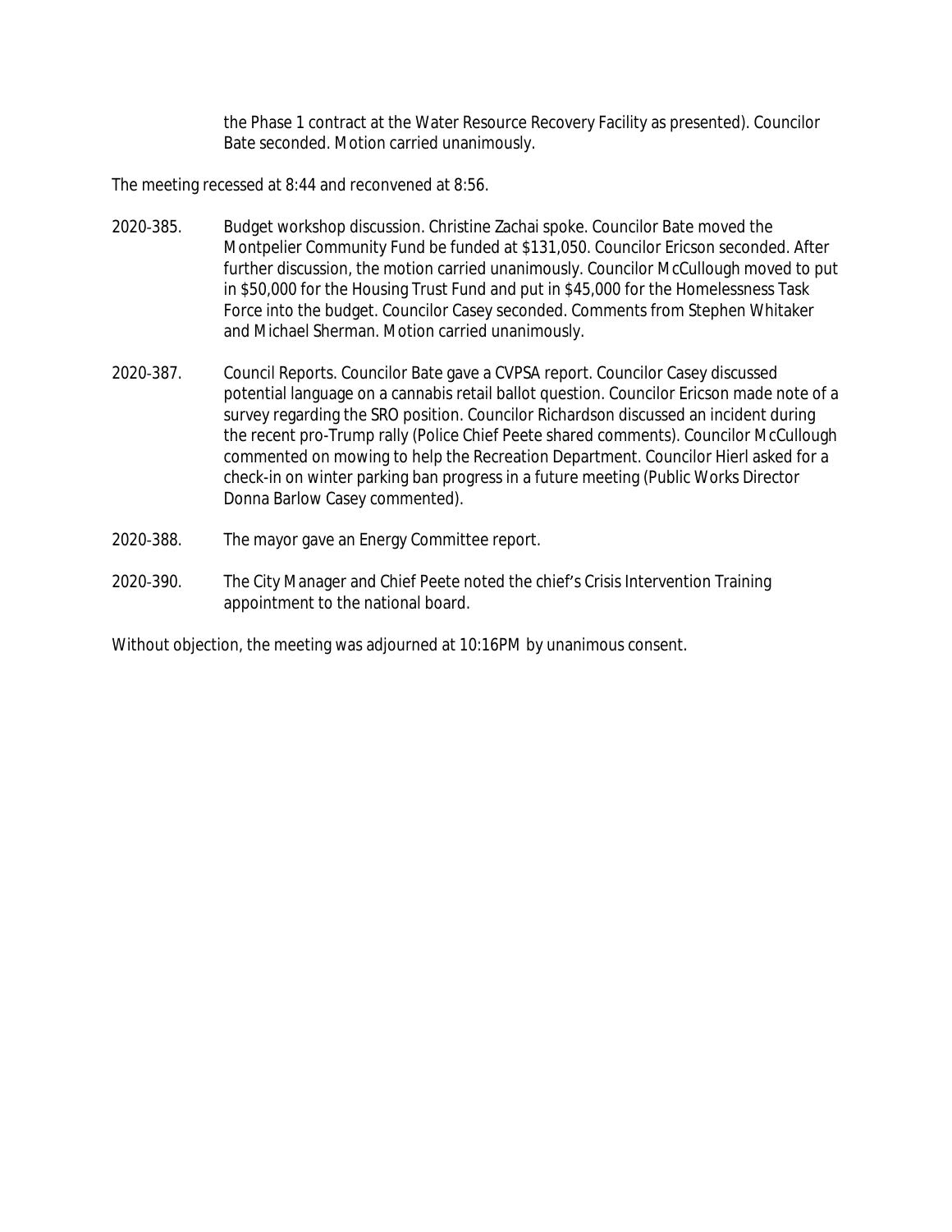the Phase 1 contract at the Water Resource Recovery Facility as presented). Councilor Bate seconded. Motion carried unanimously.

The meeting recessed at 8:44 and reconvened at 8:56.

2020-385. Budget workshop discussion. Christine Zachai spoke. Councilor Bate moved the Montpelier Community Fund be funded at $131,050. Councilor Ericson seconded. After further discussion, the motion carried unanimously. Councilor McCullough moved to put in $50,000 for the Housing Trust Fund and put in $45,000 for the Homelessness Task Force into the budget. Councilor Casey seconded. Comments from Stephen Whitaker and Michael Sherman. Motion carried unanimously.

2020-387. Council Reports. Councilor Bate gave a CVPSA report. Councilor Casey discussed potential language on a cannabis retail ballot question. Councilor Ericson made note of a survey regarding the SRO position. Councilor Richardson discussed an incident during the recent pro-Trump rally (Police Chief Peete shared comments). Councilor McCullough commented on mowing to help the Recreation Department. Councilor Hierl asked for a check-in on winter parking ban progress in a future meeting (Public Works Director Donna Barlow Casey commented).

2020-388. The mayor gave an Energy Committee report.

2020-390. The City Manager and Chief Peete noted the chief's Crisis Intervention Training appointment to the national board.

Without objection, the meeting was adjourned at 10:16PM by unanimous consent.